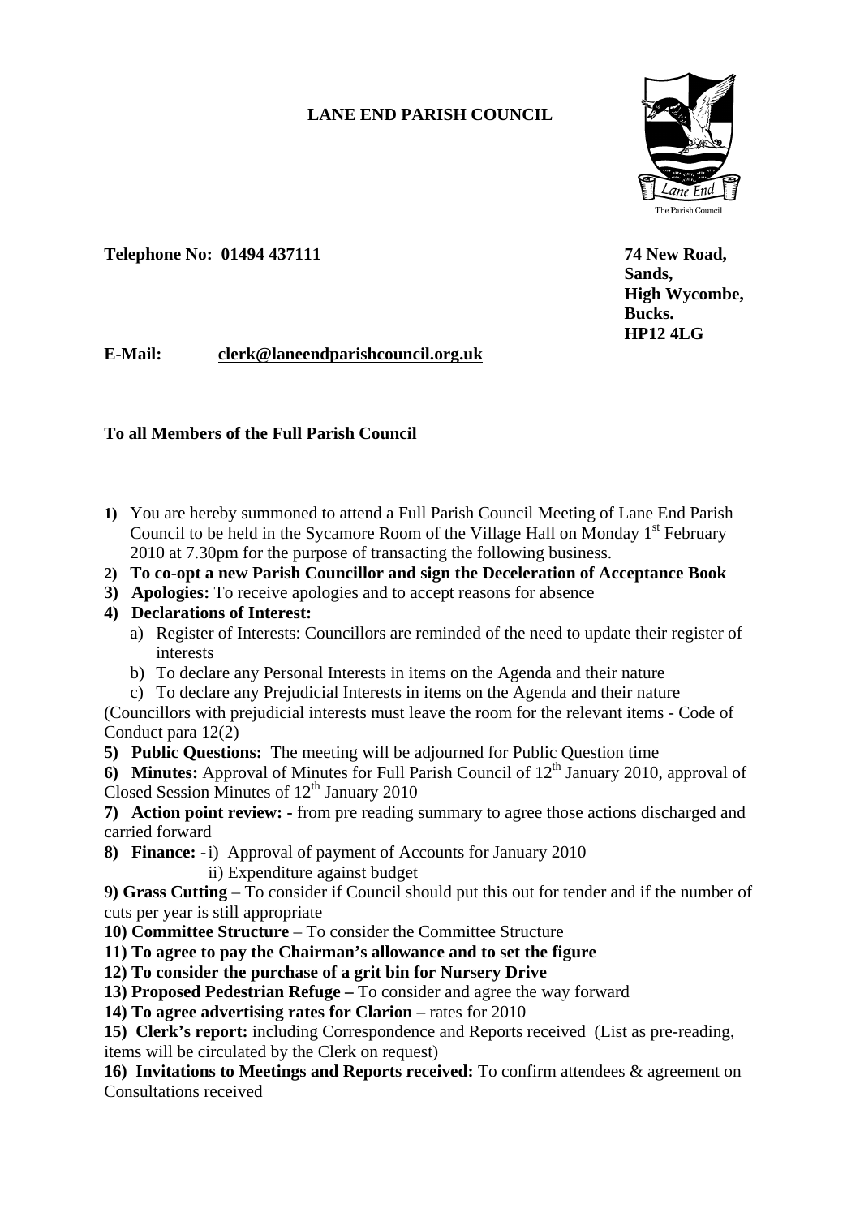**LANE END PARISH COUNCIL**

**Telephone No: 01494 437111**

**74 New Road,**
**Sands,**
**High Wycombe,**
**Bucks.**
**HP12 4LG**

**E-Mail:** **clerk@laneendparishcouncil.org.uk**

**To all Members of the Full Parish Council**

1) You are hereby summoned to attend a Full Parish Council Meeting of Lane End Parish Council to be held in the Sycamore Room of the Village Hall on Monday 1st February 2010 at 7.30pm for the purpose of transacting the following business.
2) **To co-opt a new Parish Councillor and sign the Deceleration of Acceptance Book**
3) **Apologies:** To receive apologies and to accept reasons for absence
4) **Declarations of Interest:**
   a) Register of Interests: Councillors are reminded of the need to update their register of interests
   b) To declare any Personal Interests in items on the Agenda and their nature
   c) To declare any Prejudicial Interests in items on the Agenda and their nature

(Councillors with prejudicial interests must leave the room for the relevant items - Code of Conduct para 12(2)

5) **Public Questions:** The meeting will be adjourned for Public Question time
6) **Minutes:** Approval of Minutes for Full Parish Council of 12th January 2010, approval of Closed Session Minutes of 12th January 2010
7) **Action point review: -** from pre reading summary to agree those actions discharged and carried forward
8) **Finance:** -i) Approval of payment of Accounts for January 2010
   ii) Expenditure against budget
9) **Grass Cutting** – To consider if Council should put this out for tender and if the number of cuts per year is still appropriate
10) **Committee Structure** – To consider the Committee Structure
11) **To agree to pay the Chairman's allowance and to set the figure**
12) **To consider the purchase of a grit bin for Nursery Drive**
13) **Proposed Pedestrian Refuge –** To consider and agree the way forward
14) **To agree advertising rates for Clarion** – rates for 2010
15) **Clerk's report:** including Correspondence and Reports received (List as pre-reading, items will be circulated by the Clerk on request)
16) **Invitations to Meetings and Reports received:** To confirm attendees & agreement on Consultations received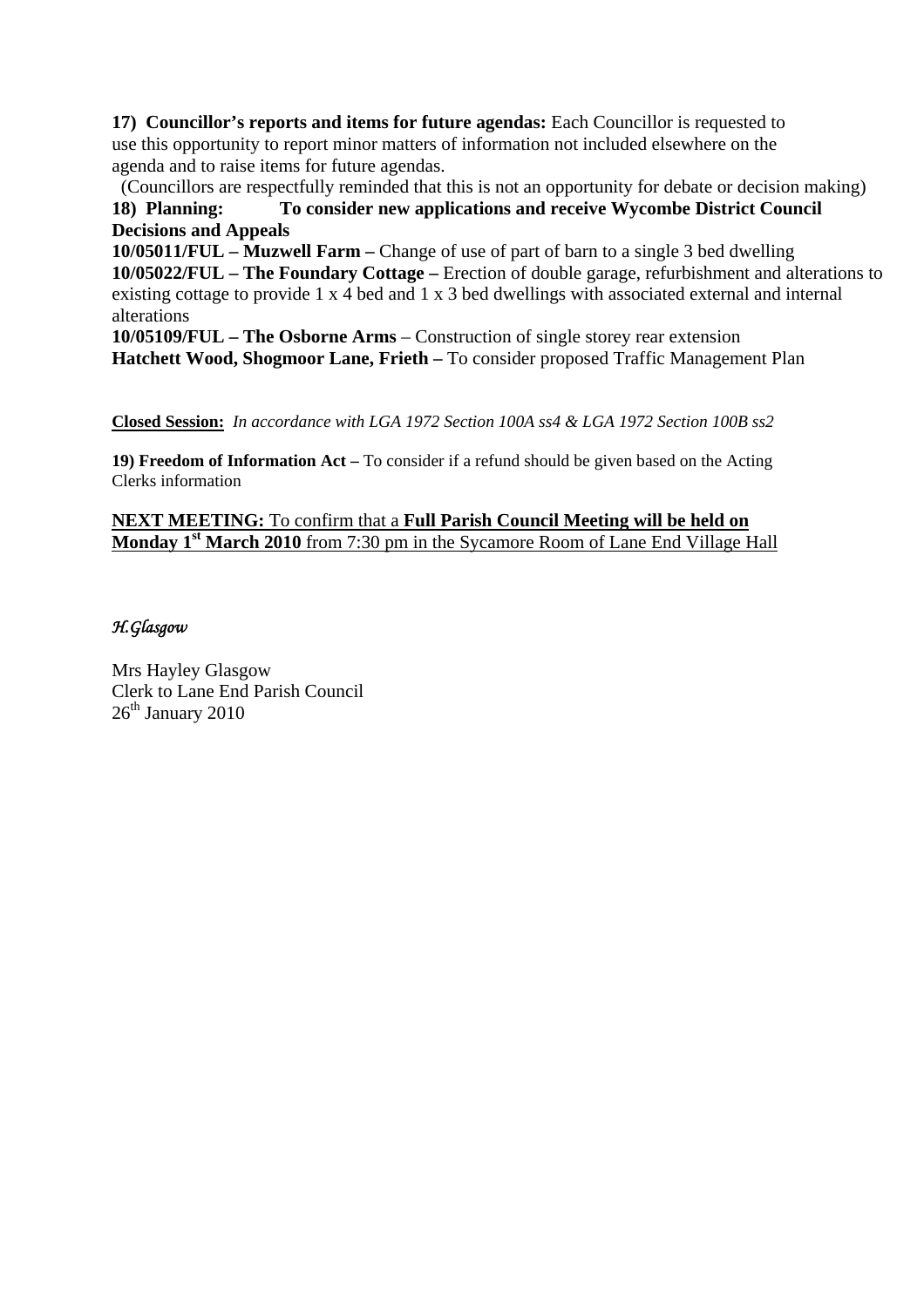**17) Councillor's reports and items for future agendas:** Each Councillor is requested to use this opportunity to report minor matters of information not included elsewhere on the agenda and to raise items for future agendas.

(Councillors are respectfully reminded that this is not an opportunity for debate or decision making)

**18) Planning: To consider new applications and receive Wycombe District Council Decisions and Appeals**

**10/05011/FUL – Muzwell Farm –** Change of use of part of barn to a single 3 bed dwelling

**10/05022/FUL – The Foundary Cottage –** Erection of double garage, refurbishment and alterations to existing cottage to provide 1 x 4 bed and 1 x 3 bed dwellings with associated external and internal alterations

**10/05109/FUL – The Osborne Arms** – Construction of single storey rear extension

**Hatchett Wood, Shogmoor Lane, Frieth –** To consider proposed Traffic Management Plan

**Closed Session:** *In accordance with LGA 1972 Section 100A ss4 & LGA 1972 Section 100B ss2*

**19) Freedom of Information Act –** To consider if a refund should be given based on the Acting Clerks information

**NEXT MEETING:** To confirm that a **Full Parish Council Meeting will be held on Monday 1st March 2010** from 7:30 pm in the Sycamore Room of Lane End Village Hall

*H.Glasgow*

Mrs Hayley Glasgow
Clerk to Lane End Parish Council
26th January 2010